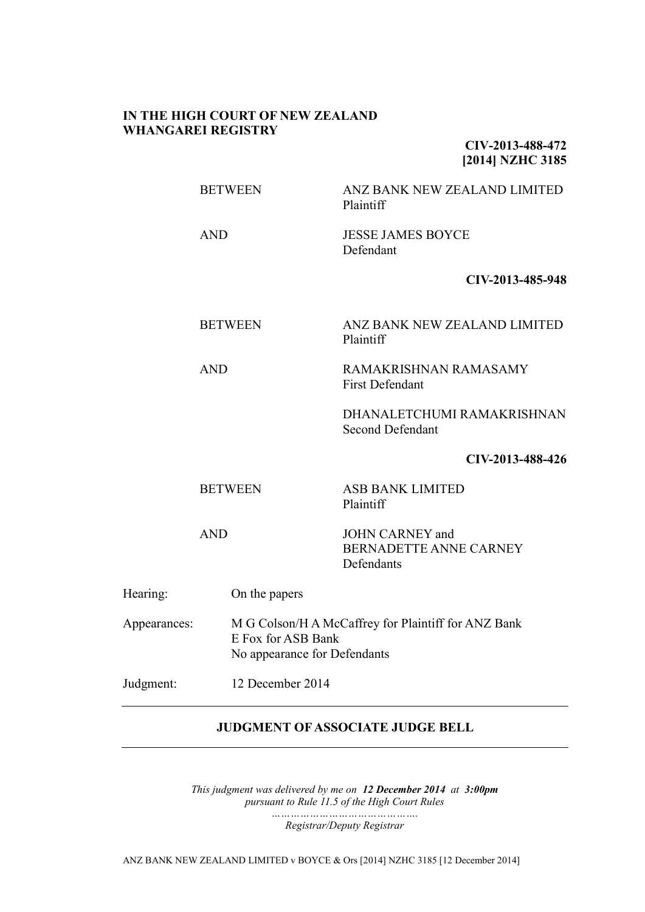**IN THE HIGH COURT OF NEW ZEALAND**
**WHANGAREI REGISTRY**

**CIV-2013-488-472**
**[2014] NZHC 3185**

| | |
|---|---|
| BETWEEN | ANZ BANK NEW ZEALAND LIMITED<br>Plaintiff |
| AND | JESSE JAMES BOYCE<br>Defendant |

**CIV-2013-485-948**

| | |
|---|---|
| BETWEEN | ANZ BANK NEW ZEALAND LIMITED<br>Plaintiff |
| AND | RAMAKRISHNAN RAMASAMY<br>First Defendant |
| | DHANALETCHUMI RAMAKRISHNAN<br>Second Defendant |

**CIV-2013-488-426**

| | |
|---|---|
| BETWEEN | ASB BANK LIMITED<br>Plaintiff |
| AND | JOHN CARNEY and<br>BERNADETTE ANNE CARNEY<br>Defendants |

| | |
|---|---|
| Hearing: | On the papers |
| Appearances: | M G Colson/H A McCaffrey for Plaintiff for ANZ Bank<br>E Fox for ASB Bank<br>No appearance for Defendants |
| Judgment: | 12 December 2014 |

---

## JUDGMENT OF ASSOCIATE JUDGE BELL

---

*This judgment was delivered by me on **12 December 2014** at **3:00pm***
*pursuant to Rule 11.5 of the High Court Rules*
*…………………………………….*
*Registrar/Deputy Registrar*

ANZ BANK NEW ZEALAND LIMITED v BOYCE & Ors [2014] NZHC 3185 [12 December 2014]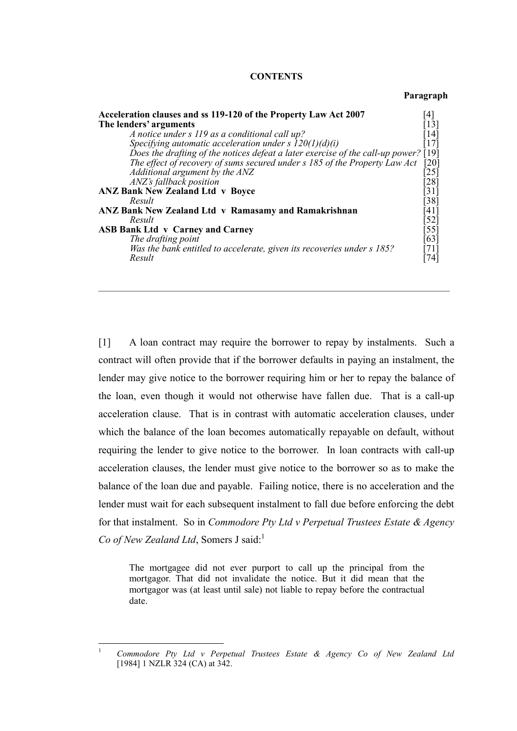**CONTENTS**

| | **Paragraph** |
|---|---|
| **Acceleration clauses and ss 119-120 of the Property Law Act 2007** | [4] |
| **The lenders' arguments** | [13] |
| *A notice under s 119 as a conditional call up?* | [14] |
| *Specifying automatic acceleration under s 120(1)(d)(i)* | [17] |
| *Does the drafting of the notices defeat a later exercise of the call-up power?* | [19] |
| *The effect of recovery of sums secured under s 185 of the Property Law Act* | [20] |
| *Additional argument by the ANZ* | [25] |
| *ANZ's fallback position* | [28] |
| **ANZ Bank New Zealand Ltd v Boyce** | [31] |
| *Result* | [38] |
| **ANZ Bank New Zealand Ltd v Ramasamy and Ramakrishnan** | [41] |
| *Result* | [52] |
| **ASB Bank Ltd v Carney and Carney** | [55] |
| *The drafting point* | [63] |
| *Was the bank entitled to accelerate, given its recoveries under s 185?* | [71] |
| *Result* | [74] |

---

[1] A loan contract may require the borrower to repay by instalments. Such a contract will often provide that if the borrower defaults in paying an instalment, the lender may give notice to the borrower requiring him or her to repay the balance of the loan, even though it would not otherwise have fallen due. That is a call-up acceleration clause. That is in contrast with automatic acceleration clauses, under which the balance of the loan becomes automatically repayable on default, without requiring the lender to give notice to the borrower. In loan contracts with call-up acceleration clauses, the lender must give notice to the borrower so as to make the balance of the loan due and payable. Failing notice, there is no acceleration and the lender must wait for each subsequent instalment to fall due before enforcing the debt for that instalment. So in *Commodore Pty Ltd v Perpetual Trustees Estate & Agency Co of New Zealand Ltd*, Somers J said:[1]

> The mortgagee did not ever purport to call up the principal from the mortgagor. That did not invalidate the notice. But it did mean that the mortgagor was (at least until sale) not liable to repay before the contractual date.

[1] *Commodore Pty Ltd v Perpetual Trustees Estate & Agency Co of New Zealand Ltd* [1984] 1 NZLR 324 (CA) at 342.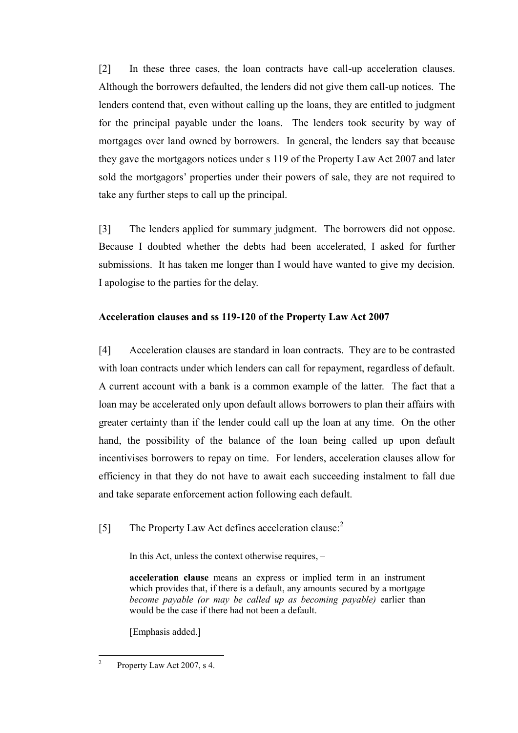[2] In these three cases, the loan contracts have call-up acceleration clauses. Although the borrowers defaulted, the lenders did not give them call-up notices. The lenders contend that, even without calling up the loans, they are entitled to judgment for the principal payable under the loans. The lenders took security by way of mortgages over land owned by borrowers. In general, the lenders say that because they gave the mortgagors notices under s 119 of the Property Law Act 2007 and later sold the mortgagors' properties under their powers of sale, they are not required to take any further steps to call up the principal.

[3] The lenders applied for summary judgment. The borrowers did not oppose. Because I doubted whether the debts had been accelerated, I asked for further submissions. It has taken me longer than I would have wanted to give my decision. I apologise to the parties for the delay.

**Acceleration clauses and ss 119-120 of the Property Law Act 2007**

[4] Acceleration clauses are standard in loan contracts. They are to be contrasted with loan contracts under which lenders can call for repayment, regardless of default. A current account with a bank is a common example of the latter. The fact that a loan may be accelerated only upon default allows borrowers to plan their affairs with greater certainty than if the lender could call up the loan at any time. On the other hand, the possibility of the balance of the loan being called up upon default incentivises borrowers to repay on time. For lenders, acceleration clauses allow for efficiency in that they do not have to await each succeeding instalment to fall due and take separate enforcement action following each default.

[5] The Property Law Act defines acceleration clause:[2]

> In this Act, unless the context otherwise requires, –
>
> **acceleration clause** means an express or implied term in an instrument which provides that, if there is a default, any amounts secured by a mortgage *become payable (or may be called up as becoming payable)* earlier than would be the case if there had not been a default.
>
> [Emphasis added.]

[2] Property Law Act 2007, s 4.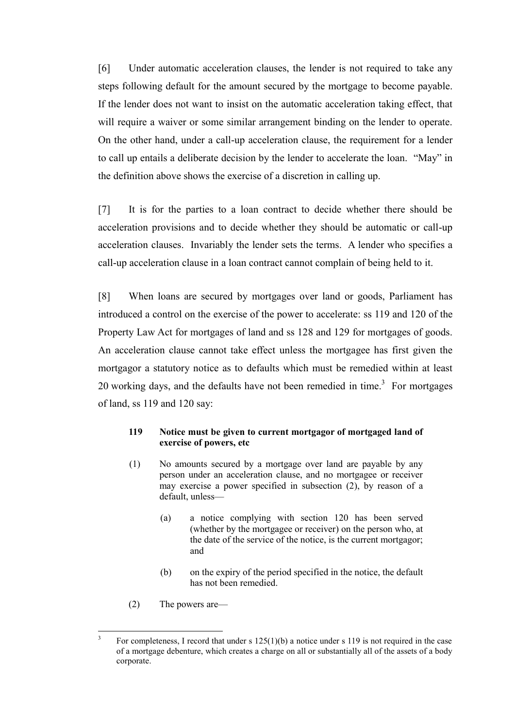[6] Under automatic acceleration clauses, the lender is not required to take any steps following default for the amount secured by the mortgage to become payable. If the lender does not want to insist on the automatic acceleration taking effect, that will require a waiver or some similar arrangement binding on the lender to operate. On the other hand, under a call-up acceleration clause, the requirement for a lender to call up entails a deliberate decision by the lender to accelerate the loan. "May" in the definition above shows the exercise of a discretion in calling up.

[7] It is for the parties to a loan contract to decide whether there should be acceleration provisions and to decide whether they should be automatic or call-up acceleration clauses. Invariably the lender sets the terms. A lender who specifies a call-up acceleration clause in a loan contract cannot complain of being held to it.

[8] When loans are secured by mortgages over land or goods, Parliament has introduced a control on the exercise of the power to accelerate: ss 119 and 120 of the Property Law Act for mortgages of land and ss 128 and 129 for mortgages of goods. An acceleration clause cannot take effect unless the mortgagee has first given the mortgagor a statutory notice as to defaults which must be remedied within at least 20 working days, and the defaults have not been remedied in time.[3] For mortgages of land, ss 119 and 120 say:

> **119 Notice must be given to current mortgagor of mortgaged land of exercise of powers, etc**
>
> (1) No amounts secured by a mortgage over land are payable by any person under an acceleration clause, and no mortgagee or receiver may exercise a power specified in subsection (2), by reason of a default, unless—
>
> (a) a notice complying with section 120 has been served (whether by the mortgagee or receiver) on the person who, at the date of the service of the notice, is the current mortgagor; and
>
> (b) on the expiry of the period specified in the notice, the default has not been remedied.
>
> (2) The powers are—

[3] For completeness, I record that under s 125(1)(b) a notice under s 119 is not required in the case of a mortgage debenture, which creates a charge on all or substantially all of the assets of a body corporate.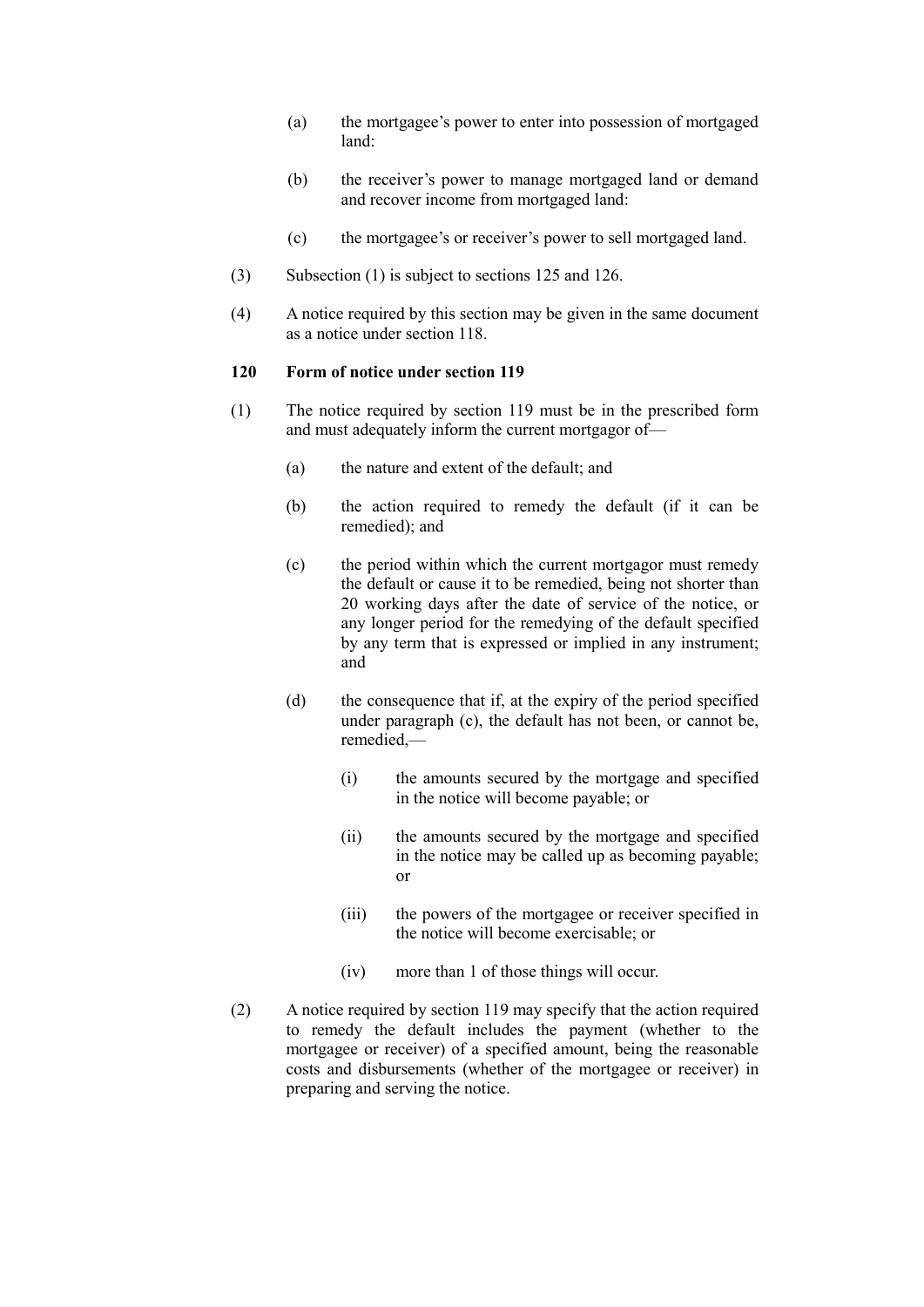(a) the mortgagee's power to enter into possession of mortgaged land:

(b) the receiver's power to manage mortgaged land or demand and recover income from mortgaged land:

(c) the mortgagee's or receiver's power to sell mortgaged land.

(3) Subsection (1) is subject to sections 125 and 126.

(4) A notice required by this section may be given in the same document as a notice under section 118.

### 120 Form of notice under section 119

(1) The notice required by section 119 must be in the prescribed form and must adequately inform the current mortgagor of—

(a) the nature and extent of the default; and

(b) the action required to remedy the default (if it can be remedied); and

(c) the period within which the current mortgagor must remedy the default or cause it to be remedied, being not shorter than 20 working days after the date of service of the notice, or any longer period for the remedying of the default specified by any term that is expressed or implied in any instrument; and

(d) the consequence that if, at the expiry of the period specified under paragraph (c), the default has not been, or cannot be, remedied,—

(i) the amounts secured by the mortgage and specified in the notice will become payable; or

(ii) the amounts secured by the mortgage and specified in the notice may be called up as becoming payable; or

(iii) the powers of the mortgagee or receiver specified in the notice will become exercisable; or

(iv) more than 1 of those things will occur.

(2) A notice required by section 119 may specify that the action required to remedy the default includes the payment (whether to the mortgagee or receiver) of a specified amount, being the reasonable costs and disbursements (whether of the mortgagee or receiver) in preparing and serving the notice.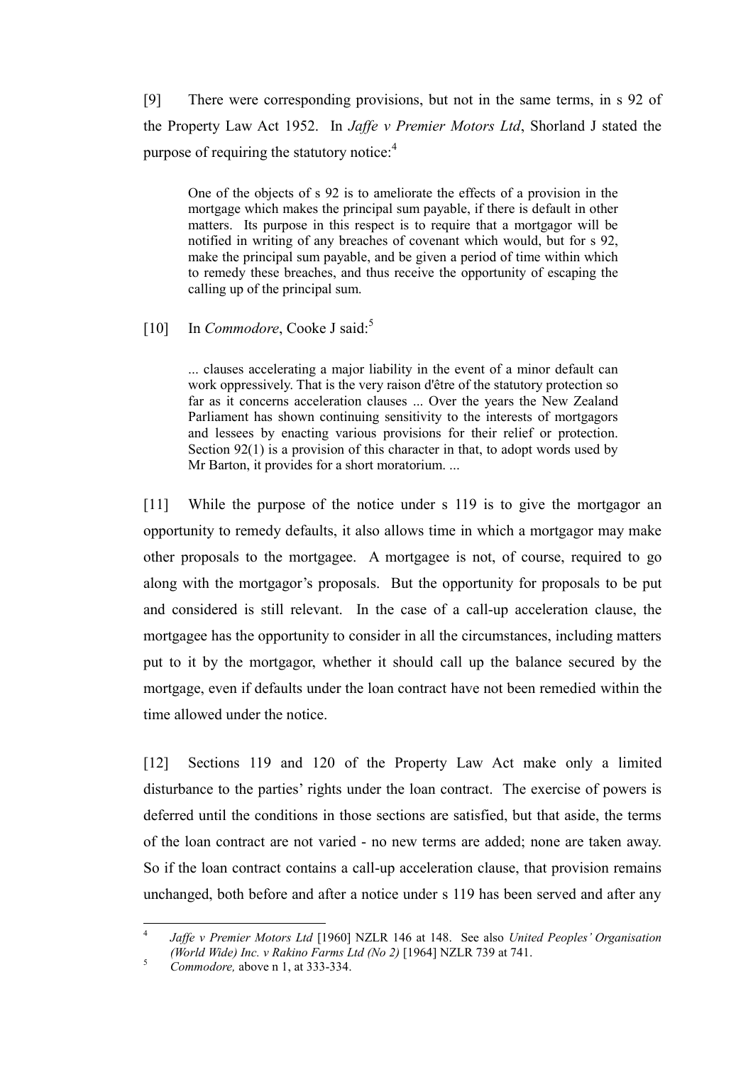[9] There were corresponding provisions, but not in the same terms, in s 92 of the Property Law Act 1952. In *Jaffe v Premier Motors Ltd*, Shorland J stated the purpose of requiring the statutory notice:[4]

> One of the objects of s 92 is to ameliorate the effects of a provision in the mortgage which makes the principal sum payable, if there is default in other matters. Its purpose in this respect is to require that a mortgagor will be notified in writing of any breaches of covenant which would, but for s 92, make the principal sum payable, and be given a period of time within which to remedy these breaches, and thus receive the opportunity of escaping the calling up of the principal sum.

[10] In *Commodore*, Cooke J said:[5]

> ... clauses accelerating a major liability in the event of a minor default can work oppressively. That is the very raison d'être of the statutory protection so far as it concerns acceleration clauses ... Over the years the New Zealand Parliament has shown continuing sensitivity to the interests of mortgagors and lessees by enacting various provisions for their relief or protection. Section 92(1) is a provision of this character in that, to adopt words used by Mr Barton, it provides for a short moratorium. ...

[11] While the purpose of the notice under s 119 is to give the mortgagor an opportunity to remedy defaults, it also allows time in which a mortgagor may make other proposals to the mortgagee. A mortgagee is not, of course, required to go along with the mortgagor's proposals. But the opportunity for proposals to be put and considered is still relevant. In the case of a call-up acceleration clause, the mortgagee has the opportunity to consider in all the circumstances, including matters put to it by the mortgagor, whether it should call up the balance secured by the mortgage, even if defaults under the loan contract have not been remedied within the time allowed under the notice.

[12] Sections 119 and 120 of the Property Law Act make only a limited disturbance to the parties' rights under the loan contract. The exercise of powers is deferred until the conditions in those sections are satisfied, but that aside, the terms of the loan contract are not varied - no new terms are added; none are taken away. So if the loan contract contains a call-up acceleration clause, that provision remains unchanged, both before and after a notice under s 119 has been served and after any

---

[4] *Jaffe v Premier Motors Ltd* [1960] NZLR 146 at 148. See also *United Peoples' Organisation (World Wide) Inc. v Rakino Farms Ltd (No 2)* [1964] NZLR 739 at 741.

[5] *Commodore,* above n 1, at 333-334.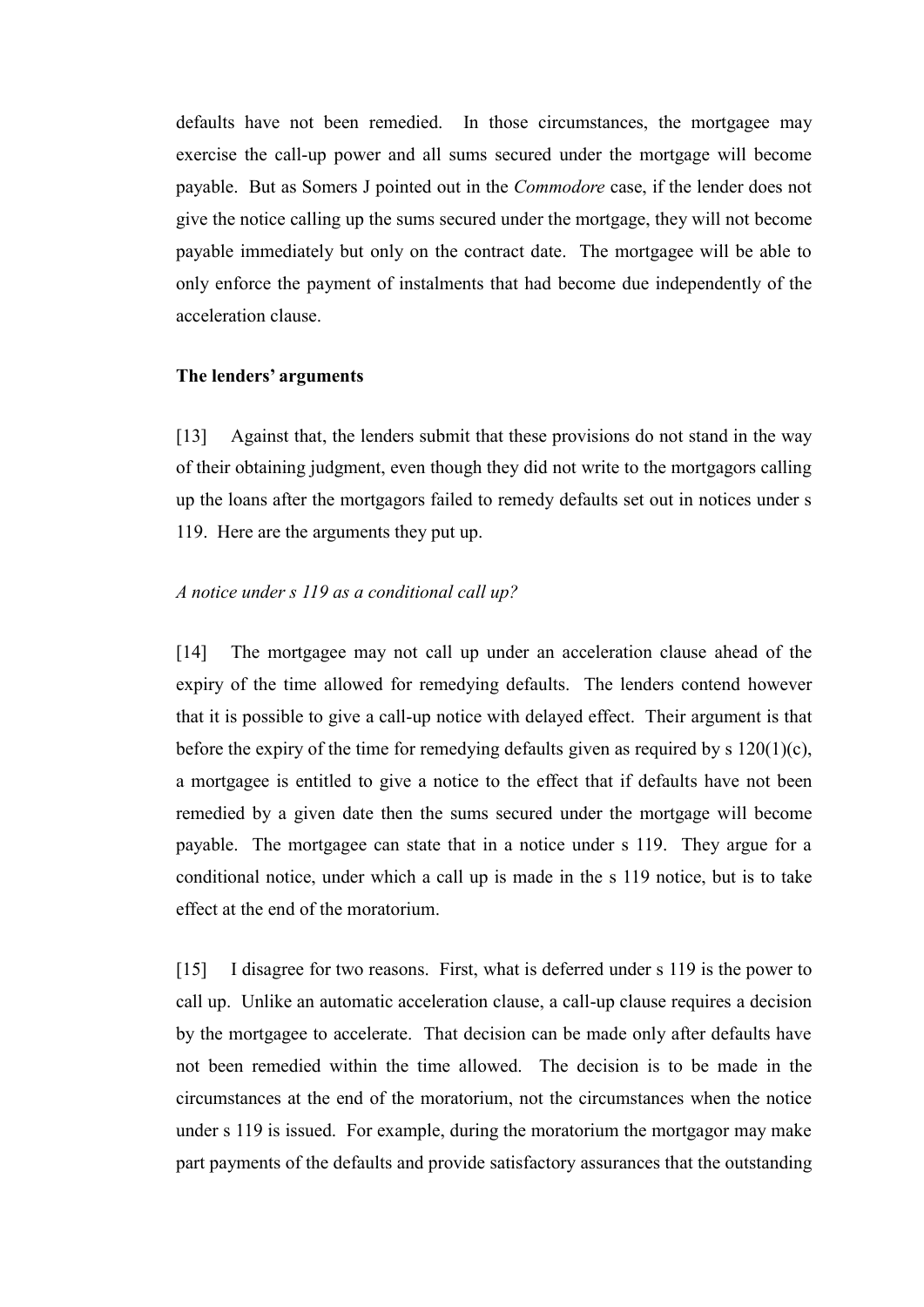defaults have not been remedied. In those circumstances, the mortgagee may exercise the call-up power and all sums secured under the mortgage will become payable. But as Somers J pointed out in the *Commodore* case, if the lender does not give the notice calling up the sums secured under the mortgage, they will not become payable immediately but only on the contract date. The mortgagee will be able to only enforce the payment of instalments that had become due independently of the acceleration clause.

**The lenders' arguments**

[13] Against that, the lenders submit that these provisions do not stand in the way of their obtaining judgment, even though they did not write to the mortgagors calling up the loans after the mortgagors failed to remedy defaults set out in notices under s 119. Here are the arguments they put up.

*A notice under s 119 as a conditional call up?*

[14] The mortgagee may not call up under an acceleration clause ahead of the expiry of the time allowed for remedying defaults. The lenders contend however that it is possible to give a call-up notice with delayed effect. Their argument is that before the expiry of the time for remedying defaults given as required by s 120(1)(c), a mortgagee is entitled to give a notice to the effect that if defaults have not been remedied by a given date then the sums secured under the mortgage will become payable. The mortgagee can state that in a notice under s 119. They argue for a conditional notice, under which a call up is made in the s 119 notice, but is to take effect at the end of the moratorium.

[15] I disagree for two reasons. First, what is deferred under s 119 is the power to call up. Unlike an automatic acceleration clause, a call-up clause requires a decision by the mortgagee to accelerate. That decision can be made only after defaults have not been remedied within the time allowed. The decision is to be made in the circumstances at the end of the moratorium, not the circumstances when the notice under s 119 is issued. For example, during the moratorium the mortgagor may make part payments of the defaults and provide satisfactory assurances that the outstanding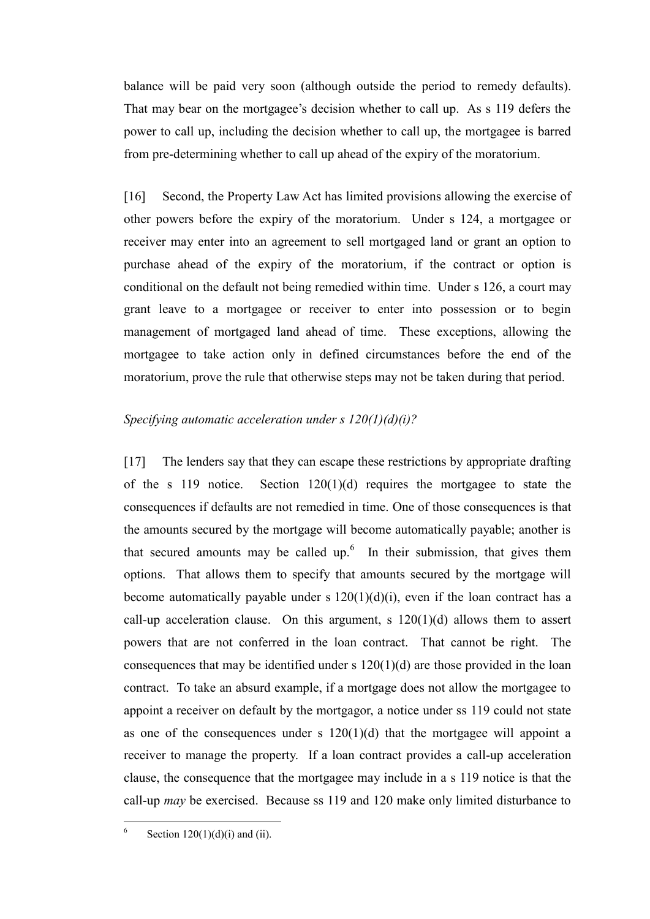balance will be paid very soon (although outside the period to remedy defaults). That may bear on the mortgagee's decision whether to call up. As s 119 defers the power to call up, including the decision whether to call up, the mortgagee is barred from pre-determining whether to call up ahead of the expiry of the moratorium.

[16] Second, the Property Law Act has limited provisions allowing the exercise of other powers before the expiry of the moratorium. Under s 124, a mortgagee or receiver may enter into an agreement to sell mortgaged land or grant an option to purchase ahead of the expiry of the moratorium, if the contract or option is conditional on the default not being remedied within time. Under s 126, a court may grant leave to a mortgagee or receiver to enter into possession or to begin management of mortgaged land ahead of time. These exceptions, allowing the mortgagee to take action only in defined circumstances before the end of the moratorium, prove the rule that otherwise steps may not be taken during that period.

*Specifying automatic acceleration under s 120(1)(d)(i)?*

[17] The lenders say that they can escape these restrictions by appropriate drafting of the s 119 notice. Section 120(1)(d) requires the mortgagee to state the consequences if defaults are not remedied in time. One of those consequences is that the amounts secured by the mortgage will become automatically payable; another is that secured amounts may be called up.[6] In their submission, that gives them options. That allows them to specify that amounts secured by the mortgage will become automatically payable under s 120(1)(d)(i), even if the loan contract has a call-up acceleration clause. On this argument, s 120(1)(d) allows them to assert powers that are not conferred in the loan contract. That cannot be right. The consequences that may be identified under s 120(1)(d) are those provided in the loan contract. To take an absurd example, if a mortgage does not allow the mortgagee to appoint a receiver on default by the mortgagor, a notice under ss 119 could not state as one of the consequences under s 120(1)(d) that the mortgagee will appoint a receiver to manage the property. If a loan contract provides a call-up acceleration clause, the consequence that the mortgagee may include in a s 119 notice is that the call-up *may* be exercised. Because ss 119 and 120 make only limited disturbance to

---

[6] Section 120(1)(d)(i) and (ii).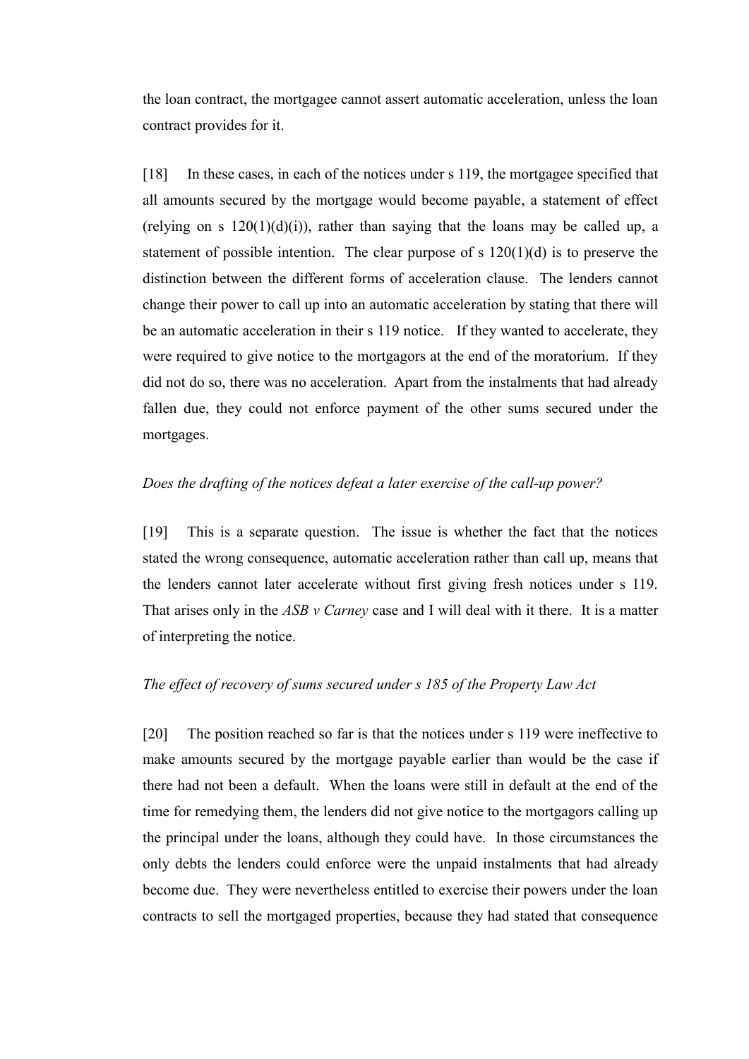the loan contract, the mortgagee cannot assert automatic acceleration, unless the loan contract provides for it.

[18] In these cases, in each of the notices under s 119, the mortgagee specified that all amounts secured by the mortgage would become payable, a statement of effect (relying on s 120(1)(d)(i)), rather than saying that the loans may be called up, a statement of possible intention. The clear purpose of s 120(1)(d) is to preserve the distinction between the different forms of acceleration clause. The lenders cannot change their power to call up into an automatic acceleration by stating that there will be an automatic acceleration in their s 119 notice. If they wanted to accelerate, they were required to give notice to the mortgagors at the end of the moratorium. If they did not do so, there was no acceleration. Apart from the instalments that had already fallen due, they could not enforce payment of the other sums secured under the mortgages.

*Does the drafting of the notices defeat a later exercise of the call-up power?*

[19] This is a separate question. The issue is whether the fact that the notices stated the wrong consequence, automatic acceleration rather than call up, means that the lenders cannot later accelerate without first giving fresh notices under s 119. That arises only in the *ASB v Carney* case and I will deal with it there. It is a matter of interpreting the notice.

*The effect of recovery of sums secured under s 185 of the Property Law Act*

[20] The position reached so far is that the notices under s 119 were ineffective to make amounts secured by the mortgage payable earlier than would be the case if there had not been a default. When the loans were still in default at the end of the time for remedying them, the lenders did not give notice to the mortgagors calling up the principal under the loans, although they could have. In those circumstances the only debts the lenders could enforce were the unpaid instalments that had already become due. They were nevertheless entitled to exercise their powers under the loan contracts to sell the mortgaged properties, because they had stated that consequence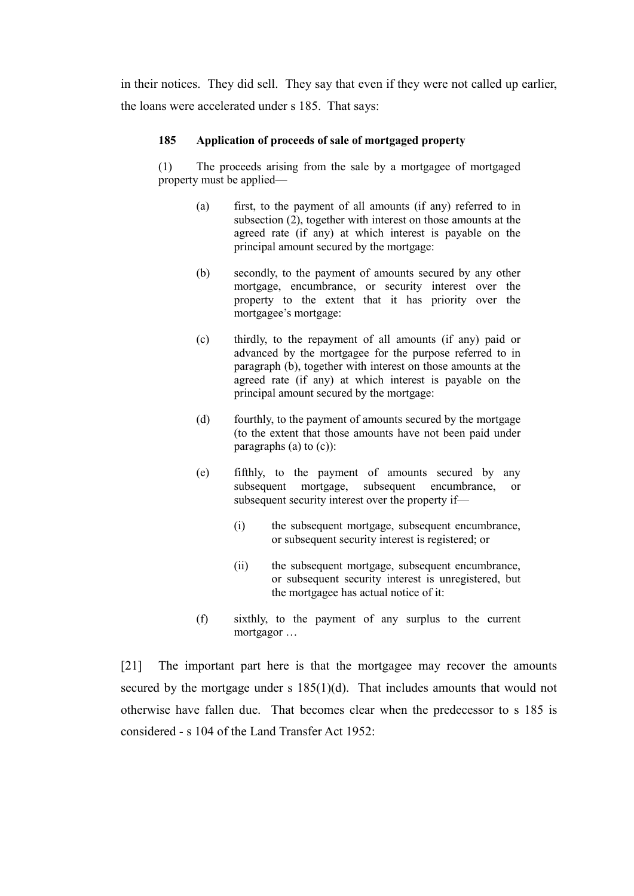in their notices. They did sell. They say that even if they were not called up earlier, the loans were accelerated under s 185. That says:

> **185 Application of proceeds of sale of mortgaged property**
>
> (1) The proceeds arising from the sale by a mortgagee of mortgaged property must be applied—
>
> (a) first, to the payment of all amounts (if any) referred to in subsection (2), together with interest on those amounts at the agreed rate (if any) at which interest is payable on the principal amount secured by the mortgage:
>
> (b) secondly, to the payment of amounts secured by any other mortgage, encumbrance, or security interest over the property to the extent that it has priority over the mortgagee's mortgage:
>
> (c) thirdly, to the repayment of all amounts (if any) paid or advanced by the mortgagee for the purpose referred to in paragraph (b), together with interest on those amounts at the agreed rate (if any) at which interest is payable on the principal amount secured by the mortgage:
>
> (d) fourthly, to the payment of amounts secured by the mortgage (to the extent that those amounts have not been paid under paragraphs (a) to (c)):
>
> (e) fifthly, to the payment of amounts secured by any subsequent mortgage, subsequent encumbrance, or subsequent security interest over the property if—
>
> (i) the subsequent mortgage, subsequent encumbrance, or subsequent security interest is registered; or
>
> (ii) the subsequent mortgage, subsequent encumbrance, or subsequent security interest is unregistered, but the mortgagee has actual notice of it:
>
> (f) sixthly, to the payment of any surplus to the current mortgagor …

[21] The important part here is that the mortgagee may recover the amounts secured by the mortgage under s 185(1)(d). That includes amounts that would not otherwise have fallen due. That becomes clear when the predecessor to s 185 is considered - s 104 of the Land Transfer Act 1952: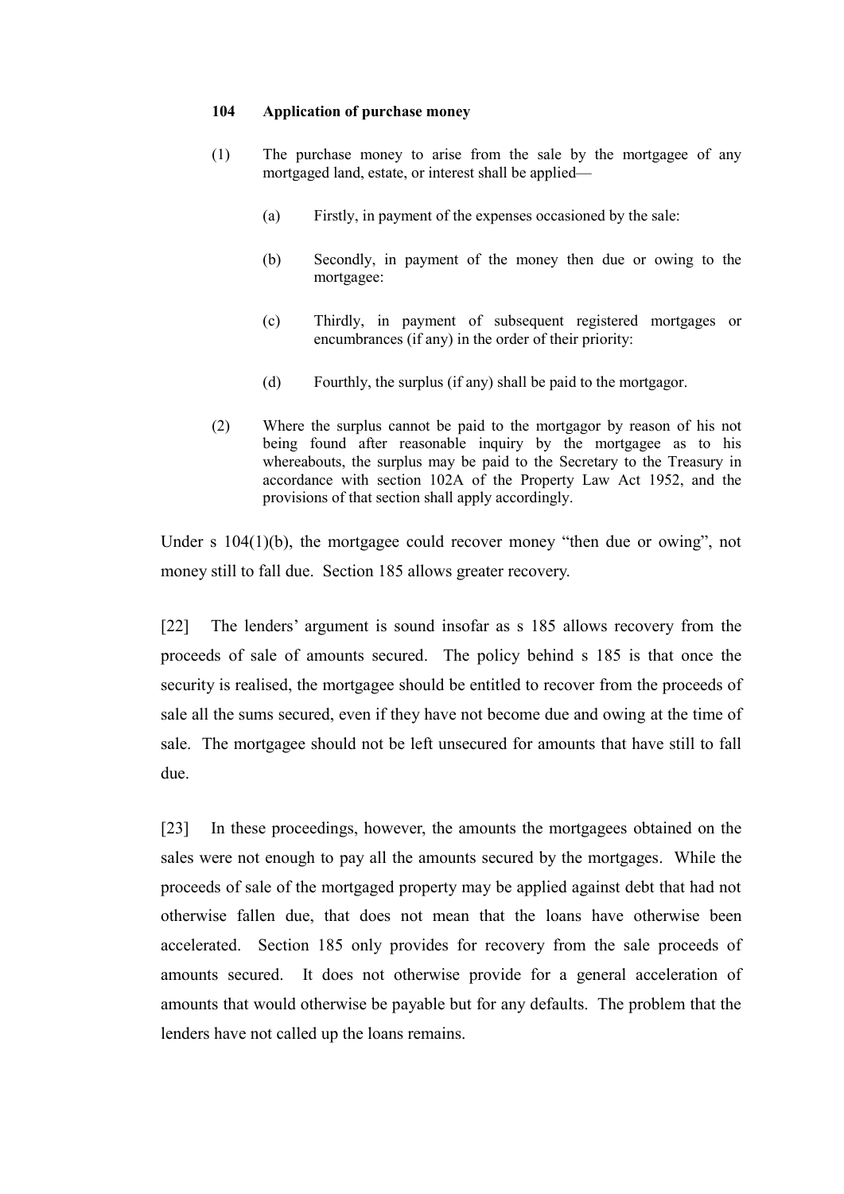**104 Application of purchase money**

(1) The purchase money to arise from the sale by the mortgagee of any mortgaged land, estate, or interest shall be applied—

(a) Firstly, in payment of the expenses occasioned by the sale:

(b) Secondly, in payment of the money then due or owing to the mortgagee:

(c) Thirdly, in payment of subsequent registered mortgages or encumbrances (if any) in the order of their priority:

(d) Fourthly, the surplus (if any) shall be paid to the mortgagor.

(2) Where the surplus cannot be paid to the mortgagor by reason of his not being found after reasonable inquiry by the mortgagee as to his whereabouts, the surplus may be paid to the Secretary to the Treasury in accordance with section 102A of the Property Law Act 1952, and the provisions of that section shall apply accordingly.

Under s 104(1)(b), the mortgagee could recover money "then due or owing", not money still to fall due. Section 185 allows greater recovery.

[22] The lenders' argument is sound insofar as s 185 allows recovery from the proceeds of sale of amounts secured. The policy behind s 185 is that once the security is realised, the mortgagee should be entitled to recover from the proceeds of sale all the sums secured, even if they have not become due and owing at the time of sale. The mortgagee should not be left unsecured for amounts that have still to fall due.

[23] In these proceedings, however, the amounts the mortgagees obtained on the sales were not enough to pay all the amounts secured by the mortgages. While the proceeds of sale of the mortgaged property may be applied against debt that had not otherwise fallen due, that does not mean that the loans have otherwise been accelerated. Section 185 only provides for recovery from the sale proceeds of amounts secured. It does not otherwise provide for a general acceleration of amounts that would otherwise be payable but for any defaults. The problem that the lenders have not called up the loans remains.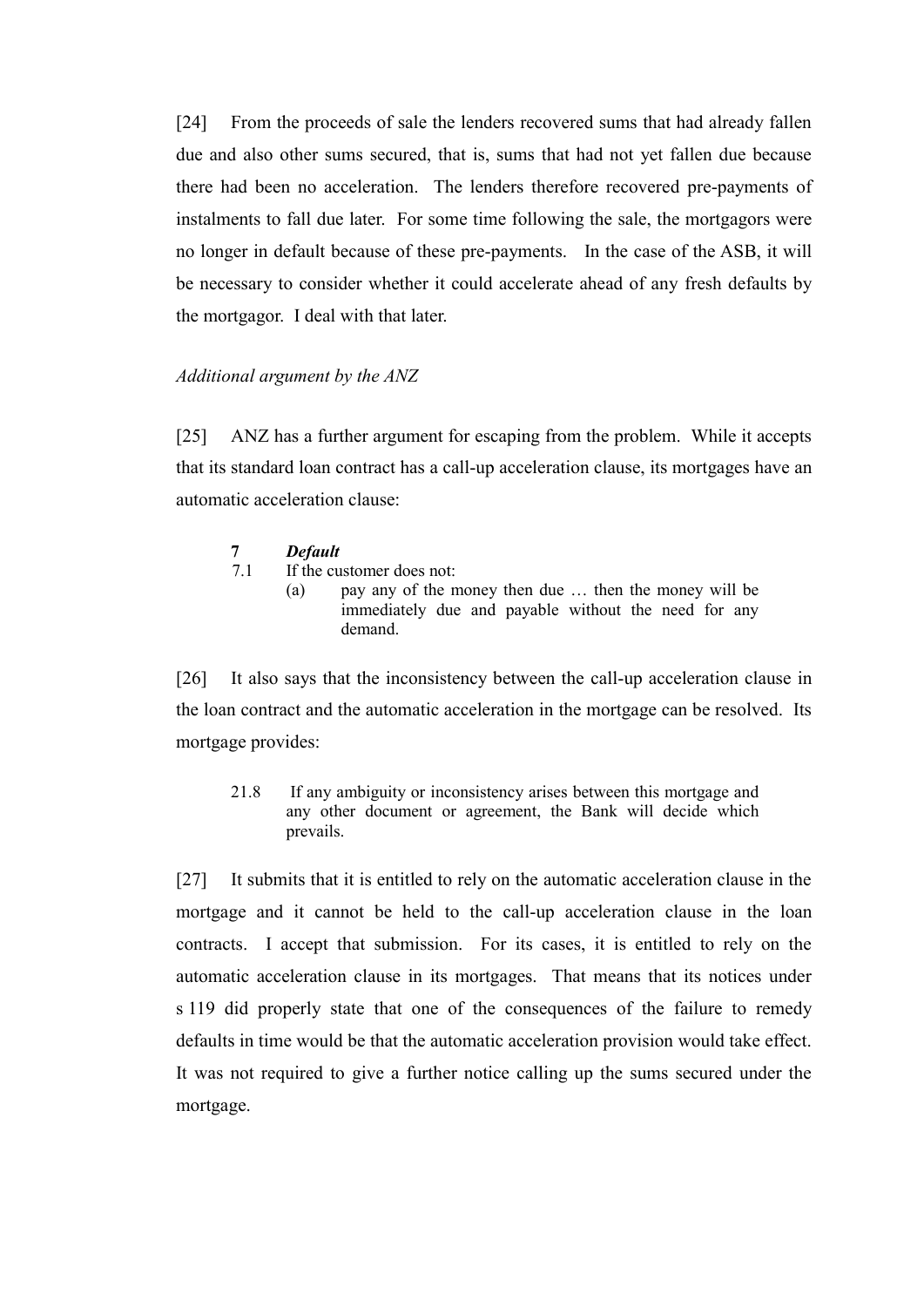[24] From the proceeds of sale the lenders recovered sums that had already fallen due and also other sums secured, that is, sums that had not yet fallen due because there had been no acceleration. The lenders therefore recovered pre-payments of instalments to fall due later. For some time following the sale, the mortgagors were no longer in default because of these pre-payments. In the case of the ASB, it will be necessary to consider whether it could accelerate ahead of any fresh defaults by the mortgagor. I deal with that later.

*Additional argument by the ANZ*

[25] ANZ has a further argument for escaping from the problem. While it accepts that its standard loan contract has a call-up acceleration clause, its mortgages have an automatic acceleration clause:

> **7** ***Default***
>
> 7.1 If the customer does not:
>
> (a) pay any of the money then due … then the money will be immediately due and payable without the need for any demand.

[26] It also says that the inconsistency between the call-up acceleration clause in the loan contract and the automatic acceleration in the mortgage can be resolved. Its mortgage provides:

> 21.8 If any ambiguity or inconsistency arises between this mortgage and any other document or agreement, the Bank will decide which prevails.

[27] It submits that it is entitled to rely on the automatic acceleration clause in the mortgage and it cannot be held to the call-up acceleration clause in the loan contracts. I accept that submission. For its cases, it is entitled to rely on the automatic acceleration clause in its mortgages. That means that its notices under s 119 did properly state that one of the consequences of the failure to remedy defaults in time would be that the automatic acceleration provision would take effect. It was not required to give a further notice calling up the sums secured under the mortgage.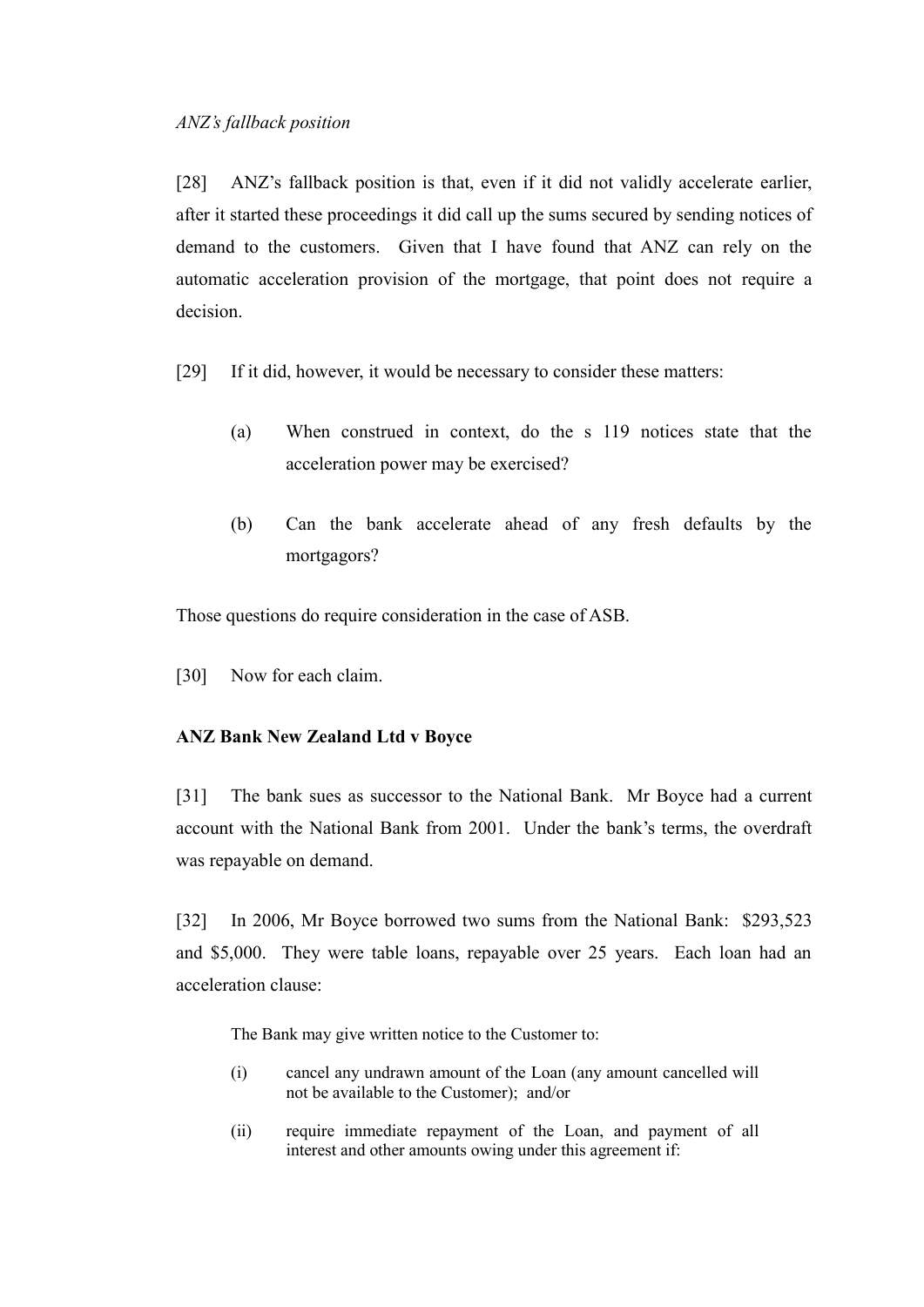*ANZ's fallback position*

[28] ANZ's fallback position is that, even if it did not validly accelerate earlier, after it started these proceedings it did call up the sums secured by sending notices of demand to the customers. Given that I have found that ANZ can rely on the automatic acceleration provision of the mortgage, that point does not require a decision.

[29] If it did, however, it would be necessary to consider these matters:

(a) When construed in context, do the s 119 notices state that the acceleration power may be exercised?

(b) Can the bank accelerate ahead of any fresh defaults by the mortgagors?

Those questions do require consideration in the case of ASB.

[30] Now for each claim.

**ANZ Bank New Zealand Ltd v Boyce**

[31] The bank sues as successor to the National Bank. Mr Boyce had a current account with the National Bank from 2001. Under the bank's terms, the overdraft was repayable on demand.

[32] In 2006, Mr Boyce borrowed two sums from the National Bank: $293,523 and $5,000. They were table loans, repayable over 25 years. Each loan had an acceleration clause:

> The Bank may give written notice to the Customer to:
>
> (i) cancel any undrawn amount of the Loan (any amount cancelled will not be available to the Customer); and/or
>
> (ii) require immediate repayment of the Loan, and payment of all interest and other amounts owing under this agreement if: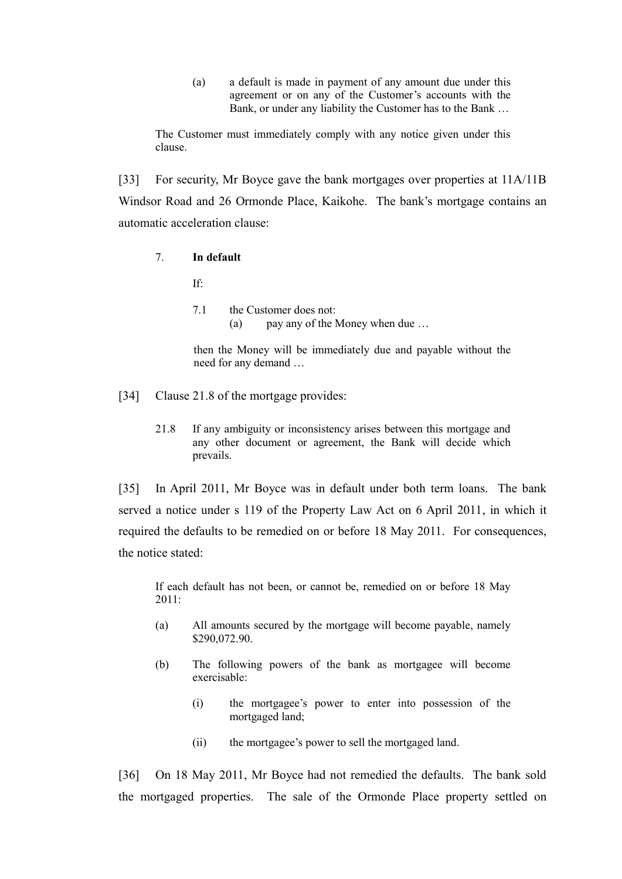> (a) a default is made in payment of any amount due under this agreement or on any of the Customer's accounts with the Bank, or under any liability the Customer has to the Bank …
>
> The Customer must immediately comply with any notice given under this clause.

[33] For security, Mr Boyce gave the bank mortgages over properties at 11A/11B Windsor Road and 26 Ormonde Place, Kaikohe. The bank's mortgage contains an automatic acceleration clause:

> 7. **In default**
>
> If:
>
> 7.1 the Customer does not:
>
> (a) pay any of the Money when due …
>
> then the Money will be immediately due and payable without the need for any demand …

[34] Clause 21.8 of the mortgage provides:

> 21.8 If any ambiguity or inconsistency arises between this mortgage and any other document or agreement, the Bank will decide which prevails.

[35] In April 2011, Mr Boyce was in default under both term loans. The bank served a notice under s 119 of the Property Law Act on 6 April 2011, in which it required the defaults to be remedied on or before 18 May 2011. For consequences, the notice stated:

> If each default has not been, or cannot be, remedied on or before 18 May 2011:
>
> (a) All amounts secured by the mortgage will become payable, namely $290,072.90.
>
> (b) The following powers of the bank as mortgagee will become exercisable:
>
> (i) the mortgagee's power to enter into possession of the mortgaged land;
>
> (ii) the mortgagee's power to sell the mortgaged land.

[36] On 18 May 2011, Mr Boyce had not remedied the defaults. The bank sold the mortgaged properties. The sale of the Ormonde Place property settled on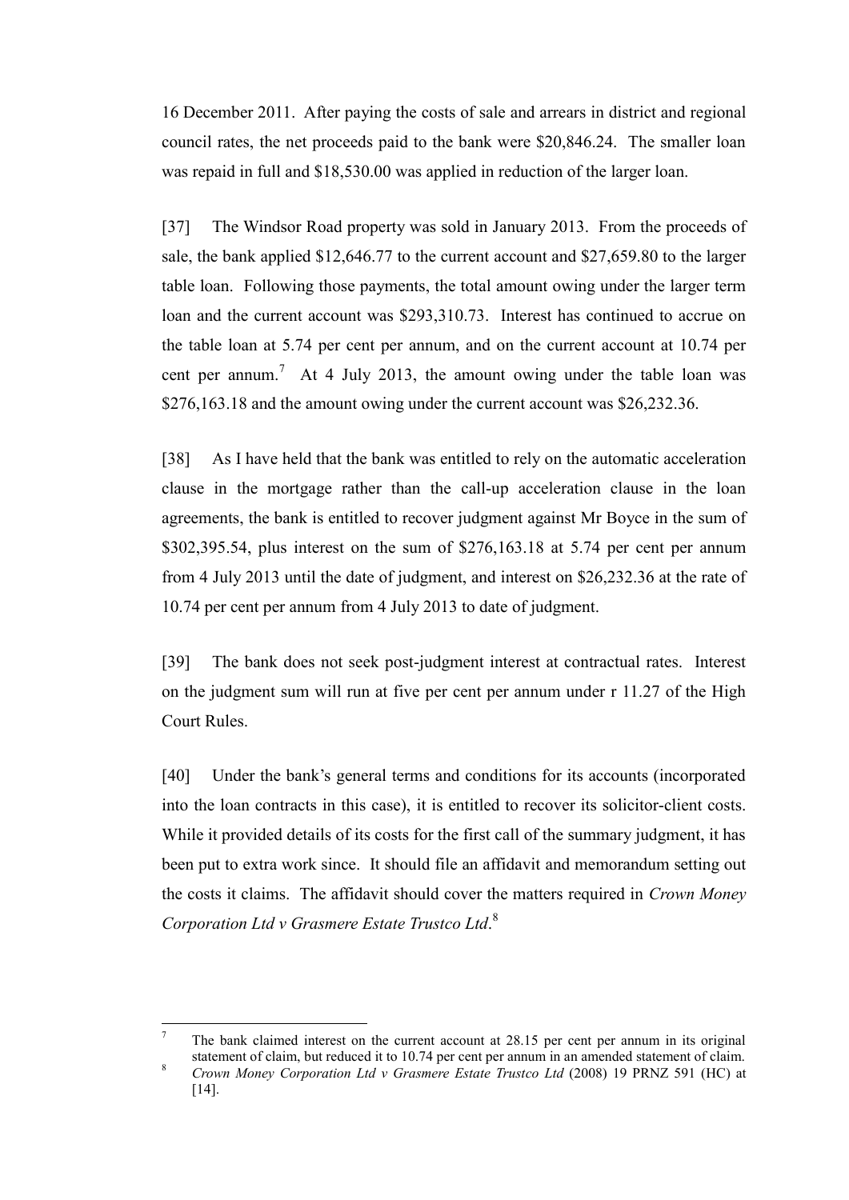16 December 2011. After paying the costs of sale and arrears in district and regional council rates, the net proceeds paid to the bank were $20,846.24. The smaller loan was repaid in full and $18,530.00 was applied in reduction of the larger loan.

[37] The Windsor Road property was sold in January 2013. From the proceeds of sale, the bank applied $12,646.77 to the current account and $27,659.80 to the larger table loan. Following those payments, the total amount owing under the larger term loan and the current account was $293,310.73. Interest has continued to accrue on the table loan at 5.74 per cent per annum, and on the current account at 10.74 per cent per annum.[7] At 4 July 2013, the amount owing under the table loan was $276,163.18 and the amount owing under the current account was $26,232.36.

[38] As I have held that the bank was entitled to rely on the automatic acceleration clause in the mortgage rather than the call-up acceleration clause in the loan agreements, the bank is entitled to recover judgment against Mr Boyce in the sum of $302,395.54, plus interest on the sum of $276,163.18 at 5.74 per cent per annum from 4 July 2013 until the date of judgment, and interest on $26,232.36 at the rate of 10.74 per cent per annum from 4 July 2013 to date of judgment.

[39] The bank does not seek post-judgment interest at contractual rates. Interest on the judgment sum will run at five per cent per annum under r 11.27 of the High Court Rules.

[40] Under the bank's general terms and conditions for its accounts (incorporated into the loan contracts in this case), it is entitled to recover its solicitor-client costs. While it provided details of its costs for the first call of the summary judgment, it has been put to extra work since. It should file an affidavit and memorandum setting out the costs it claims. The affidavit should cover the matters required in *Crown Money Corporation Ltd v Grasmere Estate Trustco Ltd*.[8]

---

[7] The bank claimed interest on the current account at 28.15 per cent per annum in its original statement of claim, but reduced it to 10.74 per cent per annum in an amended statement of claim.

[8] *Crown Money Corporation Ltd v Grasmere Estate Trustco Ltd* (2008) 19 PRNZ 591 (HC) at [14].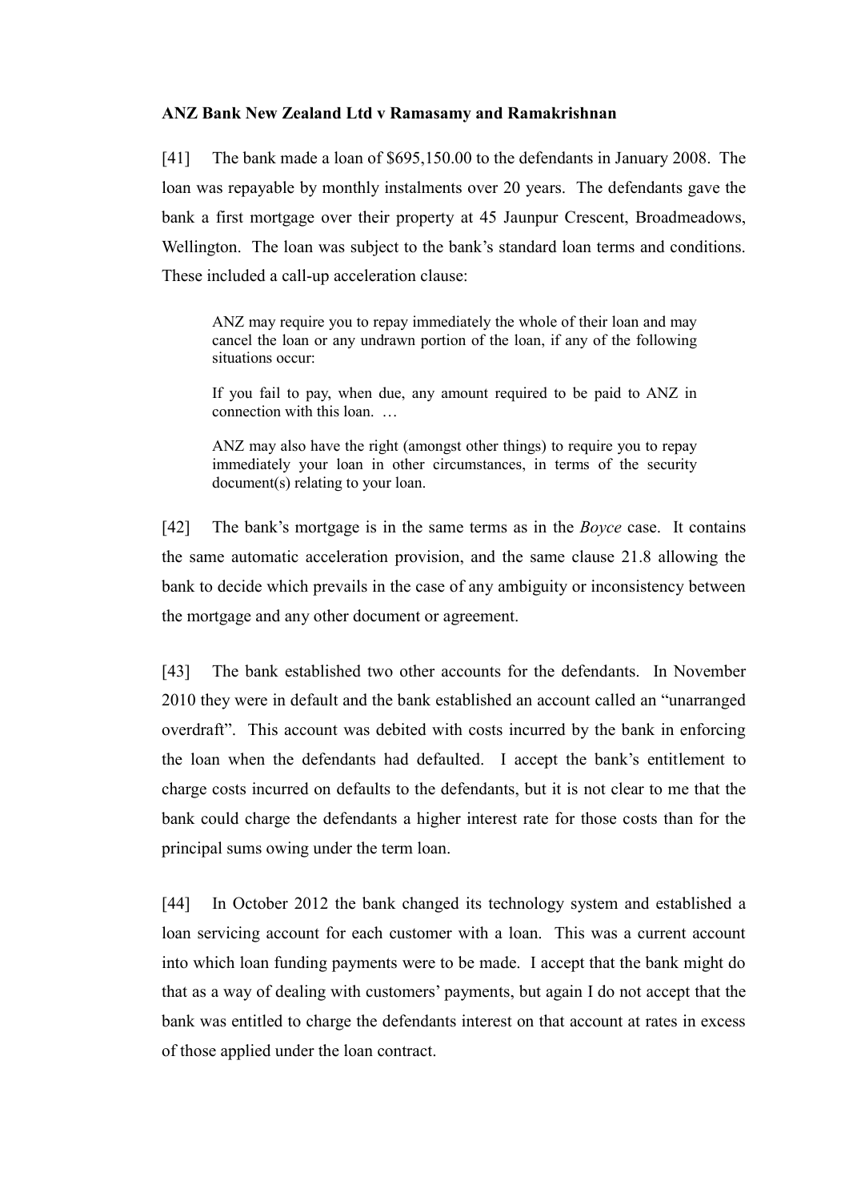**ANZ Bank New Zealand Ltd v Ramasamy and Ramakrishnan**

[41] The bank made a loan of $695,150.00 to the defendants in January 2008. The loan was repayable by monthly instalments over 20 years. The defendants gave the bank a first mortgage over their property at 45 Jaunpur Crescent, Broadmeadows, Wellington. The loan was subject to the bank's standard loan terms and conditions. These included a call-up acceleration clause:

> ANZ may require you to repay immediately the whole of their loan and may cancel the loan or any undrawn portion of the loan, if any of the following situations occur:
>
> If you fail to pay, when due, any amount required to be paid to ANZ in connection with this loan. …
>
> ANZ may also have the right (amongst other things) to require you to repay immediately your loan in other circumstances, in terms of the security document(s) relating to your loan.

[42] The bank's mortgage is in the same terms as in the *Boyce* case. It contains the same automatic acceleration provision, and the same clause 21.8 allowing the bank to decide which prevails in the case of any ambiguity or inconsistency between the mortgage and any other document or agreement.

[43] The bank established two other accounts for the defendants. In November 2010 they were in default and the bank established an account called an "unarranged overdraft". This account was debited with costs incurred by the bank in enforcing the loan when the defendants had defaulted. I accept the bank's entitlement to charge costs incurred on defaults to the defendants, but it is not clear to me that the bank could charge the defendants a higher interest rate for those costs than for the principal sums owing under the term loan.

[44] In October 2012 the bank changed its technology system and established a loan servicing account for each customer with a loan. This was a current account into which loan funding payments were to be made. I accept that the bank might do that as a way of dealing with customers' payments, but again I do not accept that the bank was entitled to charge the defendants interest on that account at rates in excess of those applied under the loan contract.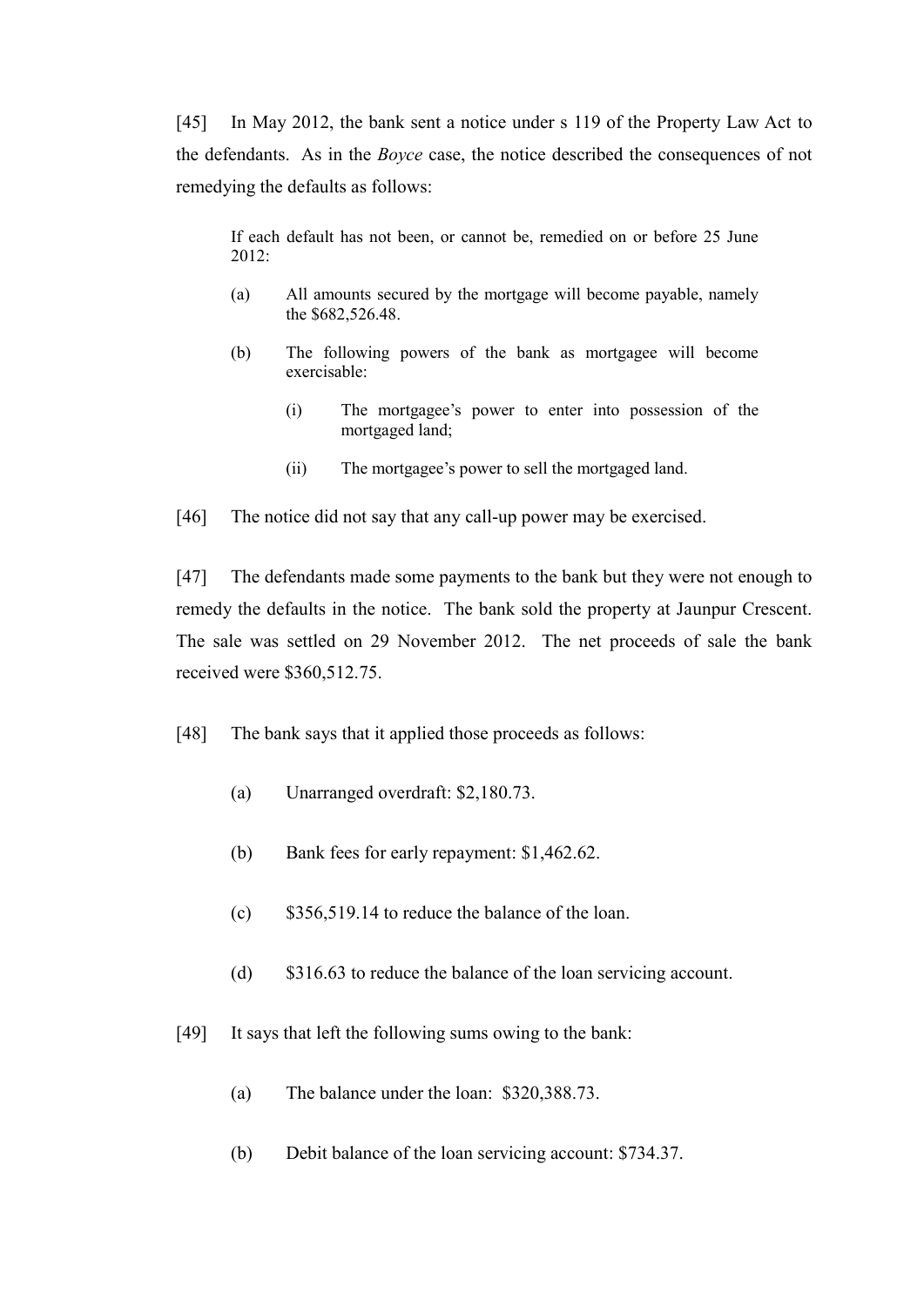[45] In May 2012, the bank sent a notice under s 119 of the Property Law Act to the defendants. As in the *Boyce* case, the notice described the consequences of not remedying the defaults as follows:

> If each default has not been, or cannot be, remedied on or before 25 June 2012:
>
> (a) All amounts secured by the mortgage will become payable, namely the $682,526.48.
>
> (b) The following powers of the bank as mortgagee will become exercisable:
>
> (i) The mortgagee's power to enter into possession of the mortgaged land;
>
> (ii) The mortgagee's power to sell the mortgaged land.

[46] The notice did not say that any call-up power may be exercised.

[47] The defendants made some payments to the bank but they were not enough to remedy the defaults in the notice. The bank sold the property at Jaunpur Crescent. The sale was settled on 29 November 2012. The net proceeds of sale the bank received were $360,512.75.

[48] The bank says that it applied those proceeds as follows:

(a) Unarranged overdraft: $2,180.73.

(b) Bank fees for early repayment: $1,462.62.

(c) $356,519.14 to reduce the balance of the loan.

(d) $316.63 to reduce the balance of the loan servicing account.

[49] It says that left the following sums owing to the bank:

(a) The balance under the loan: $320,388.73.

(b) Debit balance of the loan servicing account: $734.37.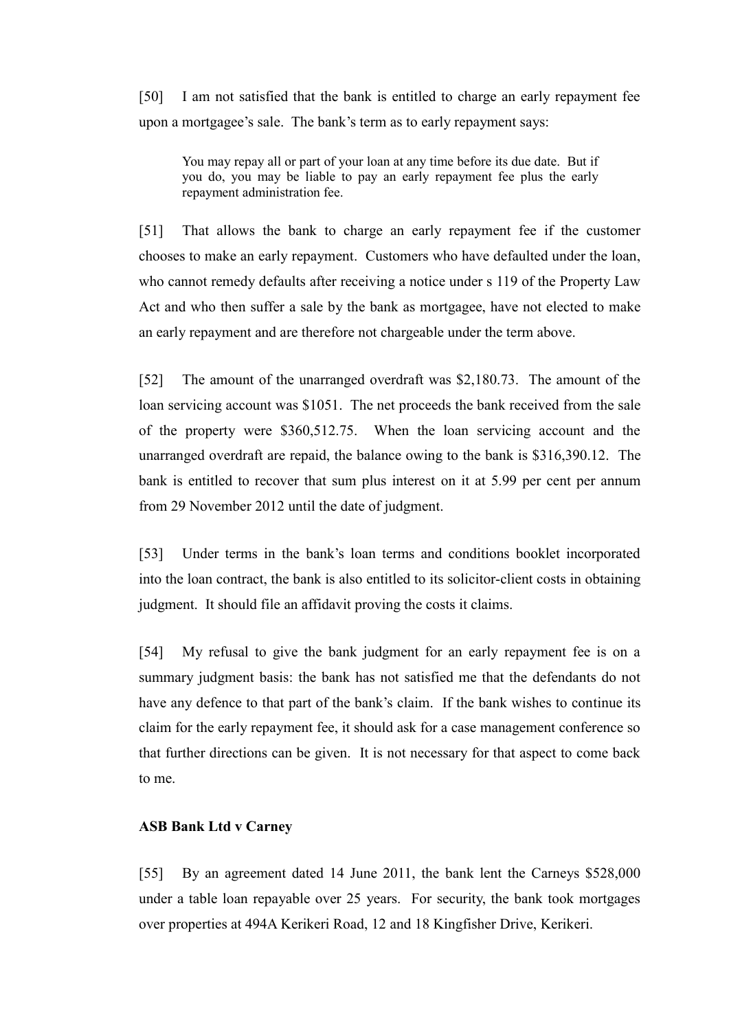[50] I am not satisfied that the bank is entitled to charge an early repayment fee upon a mortgagee's sale. The bank's term as to early repayment says:

> You may repay all or part of your loan at any time before its due date. But if you do, you may be liable to pay an early repayment fee plus the early repayment administration fee.

[51] That allows the bank to charge an early repayment fee if the customer chooses to make an early repayment. Customers who have defaulted under the loan, who cannot remedy defaults after receiving a notice under s 119 of the Property Law Act and who then suffer a sale by the bank as mortgagee, have not elected to make an early repayment and are therefore not chargeable under the term above.

[52] The amount of the unarranged overdraft was $2,180.73. The amount of the loan servicing account was $1051. The net proceeds the bank received from the sale of the property were $360,512.75. When the loan servicing account and the unarranged overdraft are repaid, the balance owing to the bank is $316,390.12. The bank is entitled to recover that sum plus interest on it at 5.99 per cent per annum from 29 November 2012 until the date of judgment.

[53] Under terms in the bank's loan terms and conditions booklet incorporated into the loan contract, the bank is also entitled to its solicitor-client costs in obtaining judgment. It should file an affidavit proving the costs it claims.

[54] My refusal to give the bank judgment for an early repayment fee is on a summary judgment basis: the bank has not satisfied me that the defendants do not have any defence to that part of the bank's claim. If the bank wishes to continue its claim for the early repayment fee, it should ask for a case management conference so that further directions can be given. It is not necessary for that aspect to come back to me.

**ASB Bank Ltd v Carney**

[55] By an agreement dated 14 June 2011, the bank lent the Carneys $528,000 under a table loan repayable over 25 years. For security, the bank took mortgages over properties at 494A Kerikeri Road, 12 and 18 Kingfisher Drive, Kerikeri.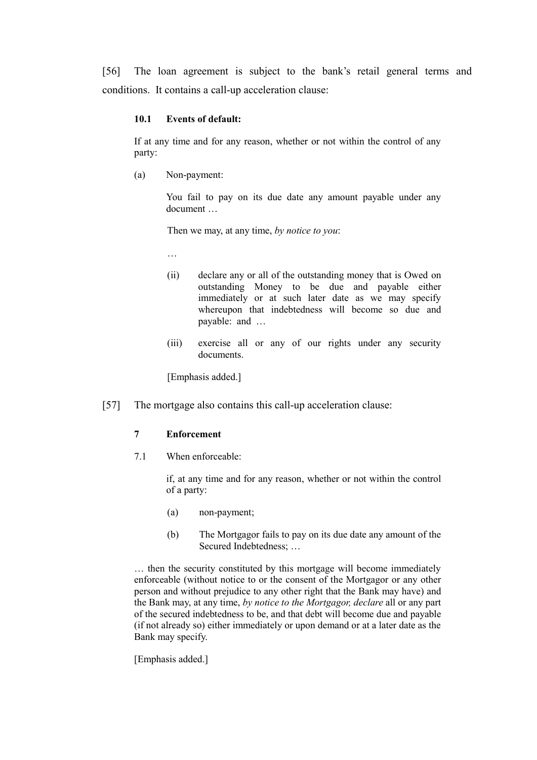[56] The loan agreement is subject to the bank's retail general terms and conditions. It contains a call-up acceleration clause:

> **10.1 Events of default:**
>
> If at any time and for any reason, whether or not within the control of any party:
>
> (a) Non-payment:
>
> You fail to pay on its due date any amount payable under any document …
>
> Then we may, at any time, *by notice to you*:
>
> …
>
> (ii) declare any or all of the outstanding money that is Owed on outstanding Money to be due and payable either immediately or at such later date as we may specify whereupon that indebtedness will become so due and payable: and …
>
> (iii) exercise all or any of our rights under any security documents.
>
> [Emphasis added.]

[57] The mortgage also contains this call-up acceleration clause:

> **7 Enforcement**
>
> 7.1 When enforceable:
>
> if, at any time and for any reason, whether or not within the control of a party:
>
> (a) non-payment;
>
> (b) The Mortgagor fails to pay on its due date any amount of the Secured Indebtedness; …
>
> … then the security constituted by this mortgage will become immediately enforceable (without notice to or the consent of the Mortgagor or any other person and without prejudice to any other right that the Bank may have) and the Bank may, at any time, *by notice to the Mortgagor, declare* all or any part of the secured indebtedness to be, and that debt will become due and payable (if not already so) either immediately or upon demand or at a later date as the Bank may specify.
>
> [Emphasis added.]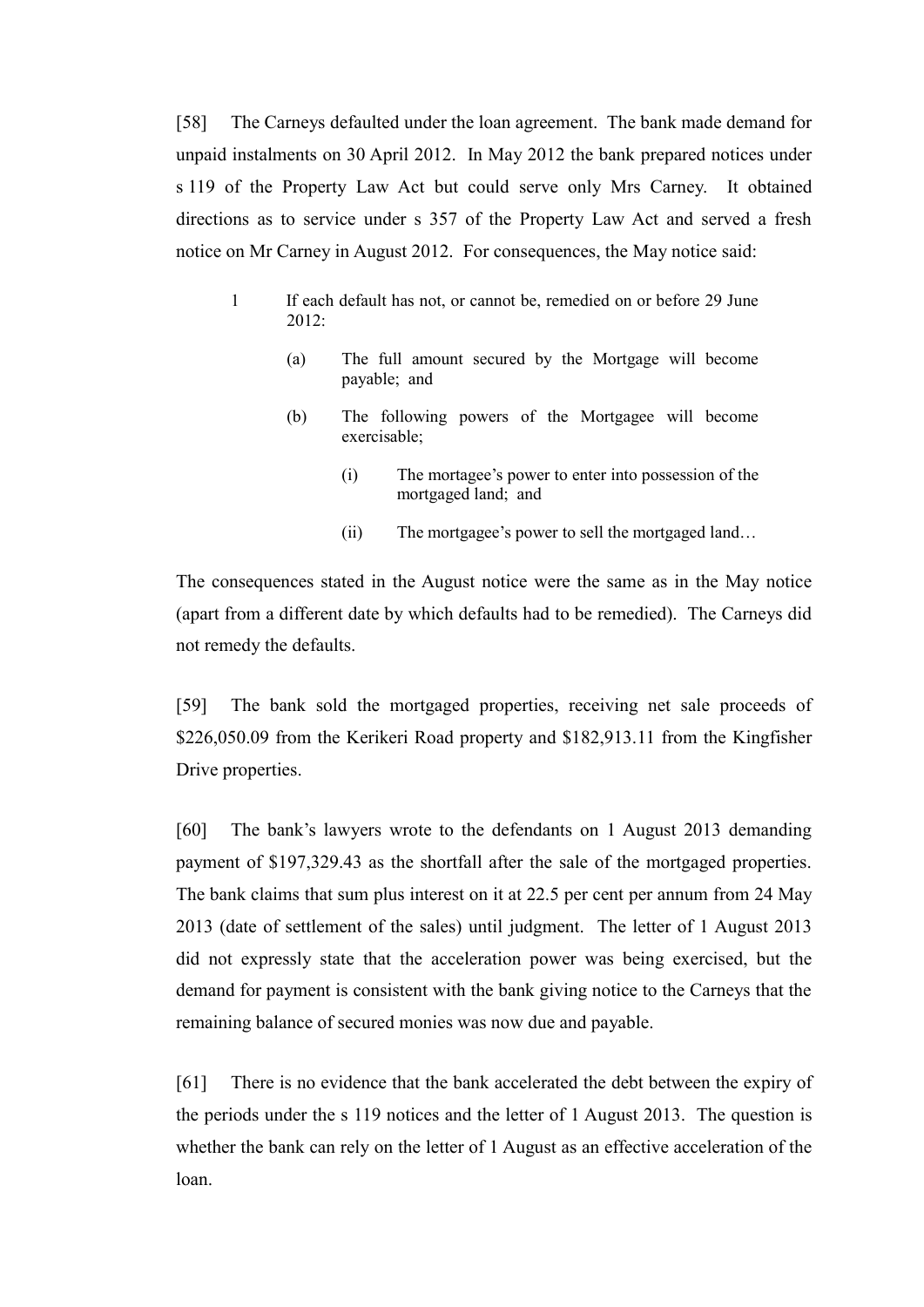[58] The Carneys defaulted under the loan agreement. The bank made demand for unpaid instalments on 30 April 2012. In May 2012 the bank prepared notices under s 119 of the Property Law Act but could serve only Mrs Carney. It obtained directions as to service under s 357 of the Property Law Act and served a fresh notice on Mr Carney in August 2012. For consequences, the May notice said:

> 1 If each default has not, or cannot be, remedied on or before 29 June 2012:
>
> (a) The full amount secured by the Mortgage will become payable; and
>
> (b) The following powers of the Mortgagee will become exercisable;
>
> (i) The mortagee's power to enter into possession of the mortgaged land; and
>
> (ii) The mortgagee's power to sell the mortgaged land…

The consequences stated in the August notice were the same as in the May notice (apart from a different date by which defaults had to be remedied). The Carneys did not remedy the defaults.

[59] The bank sold the mortgaged properties, receiving net sale proceeds of \$226,050.09 from the Kerikeri Road property and \$182,913.11 from the Kingfisher Drive properties.

[60] The bank's lawyers wrote to the defendants on 1 August 2013 demanding payment of \$197,329.43 as the shortfall after the sale of the mortgaged properties. The bank claims that sum plus interest on it at 22.5 per cent per annum from 24 May 2013 (date of settlement of the sales) until judgment. The letter of 1 August 2013 did not expressly state that the acceleration power was being exercised, but the demand for payment is consistent with the bank giving notice to the Carneys that the remaining balance of secured monies was now due and payable.

[61] There is no evidence that the bank accelerated the debt between the expiry of the periods under the s 119 notices and the letter of 1 August 2013. The question is whether the bank can rely on the letter of 1 August as an effective acceleration of the loan.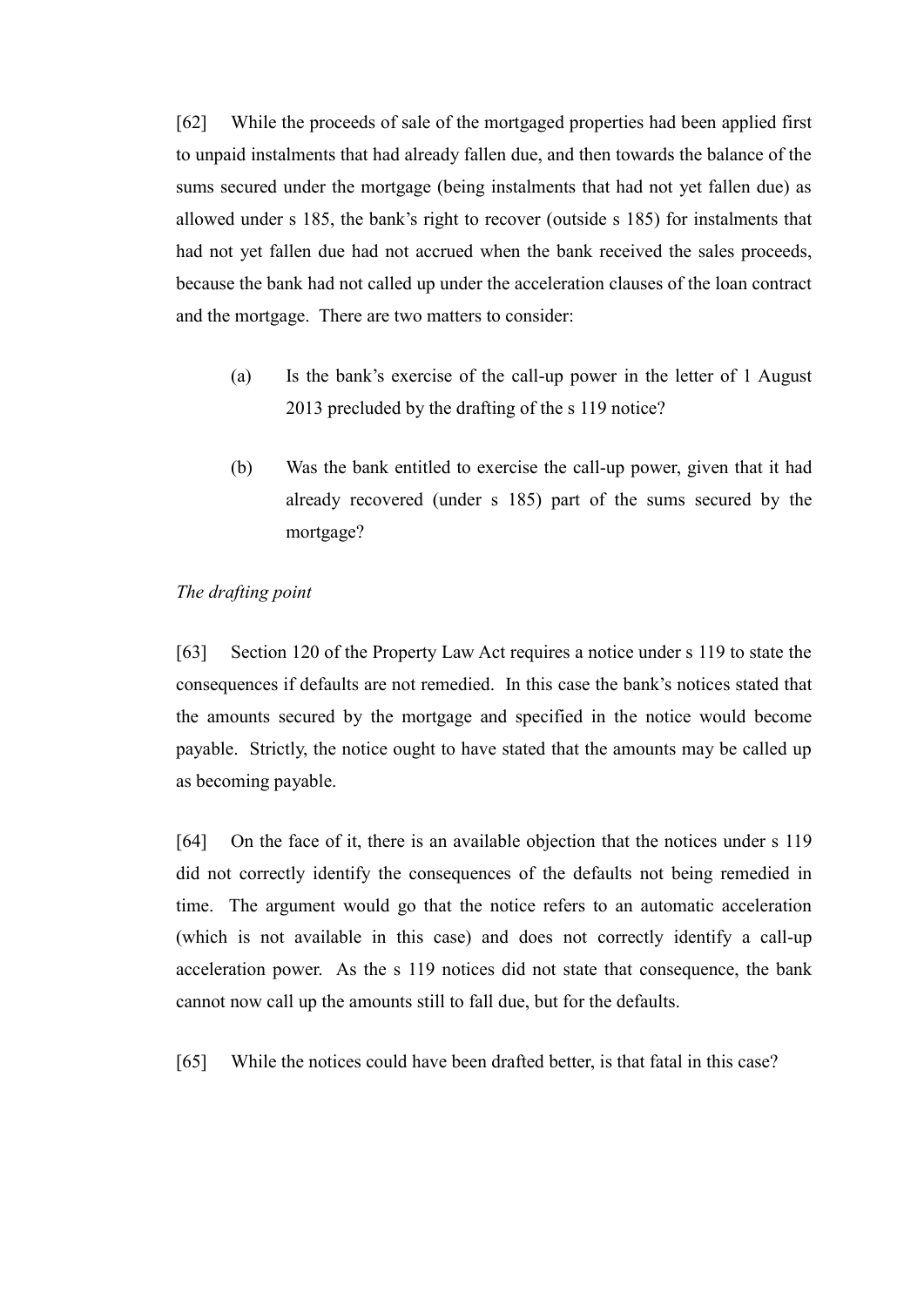[62] While the proceeds of sale of the mortgaged properties had been applied first to unpaid instalments that had already fallen due, and then towards the balance of the sums secured under the mortgage (being instalments that had not yet fallen due) as allowed under s 185, the bank's right to recover (outside s 185) for instalments that had not yet fallen due had not accrued when the bank received the sales proceeds, because the bank had not called up under the acceleration clauses of the loan contract and the mortgage. There are two matters to consider:

(a) Is the bank's exercise of the call-up power in the letter of 1 August 2013 precluded by the drafting of the s 119 notice?

(b) Was the bank entitled to exercise the call-up power, given that it had already recovered (under s 185) part of the sums secured by the mortgage?

*The drafting point*

[63] Section 120 of the Property Law Act requires a notice under s 119 to state the consequences if defaults are not remedied. In this case the bank's notices stated that the amounts secured by the mortgage and specified in the notice would become payable. Strictly, the notice ought to have stated that the amounts may be called up as becoming payable.

[64] On the face of it, there is an available objection that the notices under s 119 did not correctly identify the consequences of the defaults not being remedied in time. The argument would go that the notice refers to an automatic acceleration (which is not available in this case) and does not correctly identify a call-up acceleration power. As the s 119 notices did not state that consequence, the bank cannot now call up the amounts still to fall due, but for the defaults.

[65] While the notices could have been drafted better, is that fatal in this case?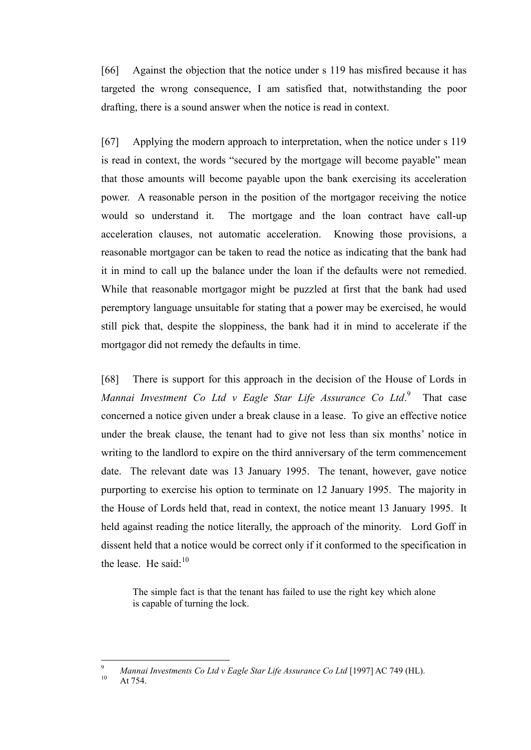[66] Against the objection that the notice under s 119 has misfired because it has targeted the wrong consequence, I am satisfied that, notwithstanding the poor drafting, there is a sound answer when the notice is read in context.

[67] Applying the modern approach to interpretation, when the notice under s 119 is read in context, the words "secured by the mortgage will become payable" mean that those amounts will become payable upon the bank exercising its acceleration power. A reasonable person in the position of the mortgagor receiving the notice would so understand it. The mortgage and the loan contract have call-up acceleration clauses, not automatic acceleration. Knowing those provisions, a reasonable mortgagor can be taken to read the notice as indicating that the bank had it in mind to call up the balance under the loan if the defaults were not remedied. While that reasonable mortgagor might be puzzled at first that the bank had used peremptory language unsuitable for stating that a power may be exercised, he would still pick that, despite the sloppiness, the bank had it in mind to accelerate if the mortgagor did not remedy the defaults in time.

[68] There is support for this approach in the decision of the House of Lords in *Mannai Investment Co Ltd v Eagle Star Life Assurance Co Ltd*.[9] That case concerned a notice given under a break clause in a lease. To give an effective notice under the break clause, the tenant had to give not less than six months' notice in writing to the landlord to expire on the third anniversary of the term commencement date. The relevant date was 13 January 1995. The tenant, however, gave notice purporting to exercise his option to terminate on 12 January 1995. The majority in the House of Lords held that, read in context, the notice meant 13 January 1995. It held against reading the notice literally, the approach of the minority. Lord Goff in dissent held that a notice would be correct only if it conformed to the specification in the lease. He said:[10]

> The simple fact is that the tenant has failed to use the right key which alone is capable of turning the lock.

---

[9] *Mannai Investments Co Ltd v Eagle Star Life Assurance Co Ltd* [1997] AC 749 (HL).

[10] At 754.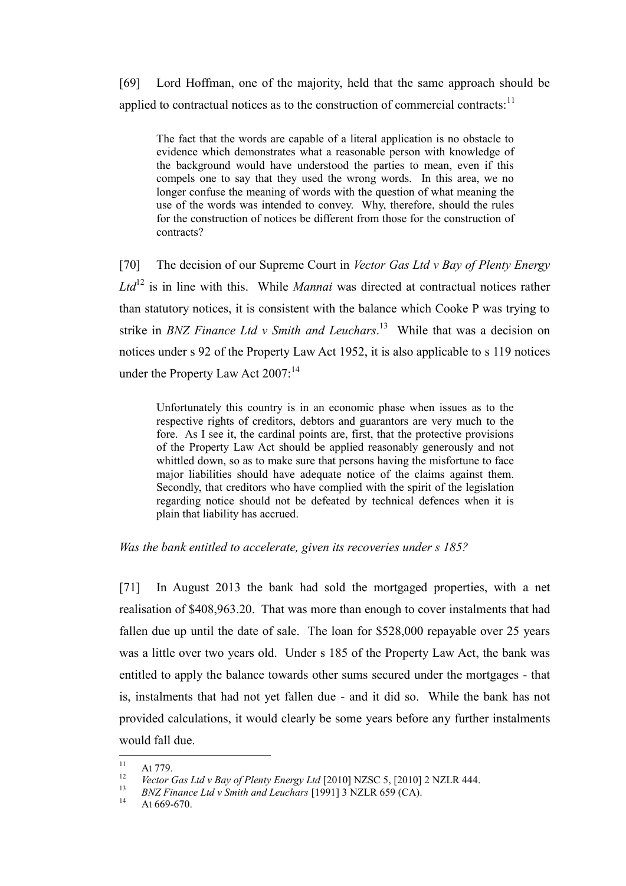[69] Lord Hoffman, one of the majority, held that the same approach should be applied to contractual notices as to the construction of commercial contracts:[11]

> The fact that the words are capable of a literal application is no obstacle to evidence which demonstrates what a reasonable person with knowledge of the background would have understood the parties to mean, even if this compels one to say that they used the wrong words. In this area, we no longer confuse the meaning of words with the question of what meaning the use of the words was intended to convey. Why, therefore, should the rules for the construction of notices be different from those for the construction of contracts?

[70] The decision of our Supreme Court in *Vector Gas Ltd v Bay of Plenty Energy Ltd*[12] is in line with this. While *Mannai* was directed at contractual notices rather than statutory notices, it is consistent with the balance which Cooke P was trying to strike in *BNZ Finance Ltd v Smith and Leuchars*.[13] While that was a decision on notices under s 92 of the Property Law Act 1952, it is also applicable to s 119 notices under the Property Law Act 2007:[14]

> Unfortunately this country is in an economic phase when issues as to the respective rights of creditors, debtors and guarantors are very much to the fore. As I see it, the cardinal points are, first, that the protective provisions of the Property Law Act should be applied reasonably generously and not whittled down, so as to make sure that persons having the misfortune to face major liabilities should have adequate notice of the claims against them. Secondly, that creditors who have complied with the spirit of the legislation regarding notice should not be defeated by technical defences when it is plain that liability has accrued.

*Was the bank entitled to accelerate, given its recoveries under s 185?*

[71] In August 2013 the bank had sold the mortgaged properties, with a net realisation of \$408,963.20. That was more than enough to cover instalments that had fallen due up until the date of sale. The loan for \$528,000 repayable over 25 years was a little over two years old. Under s 185 of the Property Law Act, the bank was entitled to apply the balance towards other sums secured under the mortgages - that is, instalments that had not yet fallen due - and it did so. While the bank has not provided calculations, it would clearly be some years before any further instalments would fall due.

---

[11] At 779.

[12] *Vector Gas Ltd v Bay of Plenty Energy Ltd* [2010] NZSC 5, [2010] 2 NZLR 444.

[13] *BNZ Finance Ltd v Smith and Leuchars* [1991] 3 NZLR 659 (CA).

[14] At 669-670.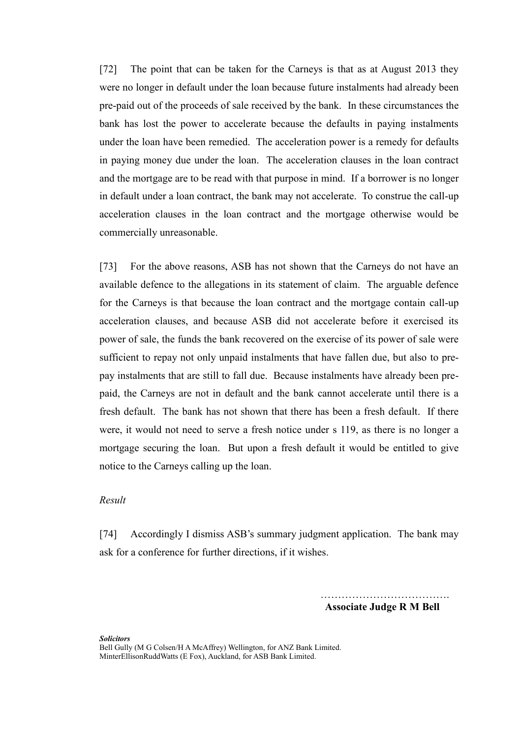[72] The point that can be taken for the Carneys is that as at August 2013 they were no longer in default under the loan because future instalments had already been pre-paid out of the proceeds of sale received by the bank. In these circumstances the bank has lost the power to accelerate because the defaults in paying instalments under the loan have been remedied. The acceleration power is a remedy for defaults in paying money due under the loan. The acceleration clauses in the loan contract and the mortgage are to be read with that purpose in mind. If a borrower is no longer in default under a loan contract, the bank may not accelerate. To construe the call-up acceleration clauses in the loan contract and the mortgage otherwise would be commercially unreasonable.

[73] For the above reasons, ASB has not shown that the Carneys do not have an available defence to the allegations in its statement of claim. The arguable defence for the Carneys is that because the loan contract and the mortgage contain call-up acceleration clauses, and because ASB did not accelerate before it exercised its power of sale, the funds the bank recovered on the exercise of its power of sale were sufficient to repay not only unpaid instalments that have fallen due, but also to pre-pay instalments that are still to fall due. Because instalments have already been pre-paid, the Carneys are not in default and the bank cannot accelerate until there is a fresh default. The bank has not shown that there has been a fresh default. If there were, it would not need to serve a fresh notice under s 119, as there is no longer a mortgage securing the loan. But upon a fresh default it would be entitled to give notice to the Carneys calling up the loan.

*Result*

[74] Accordingly I dismiss ASB's summary judgment application. The bank may ask for a conference for further directions, if it wishes.

……………………………….

**Associate Judge R M Bell**

***Solicitors***
Bell Gully (M G Colsen/H A McAffrey) Wellington, for ANZ Bank Limited.
MinterEllisonRuddWatts (E Fox), Auckland, for ASB Bank Limited.